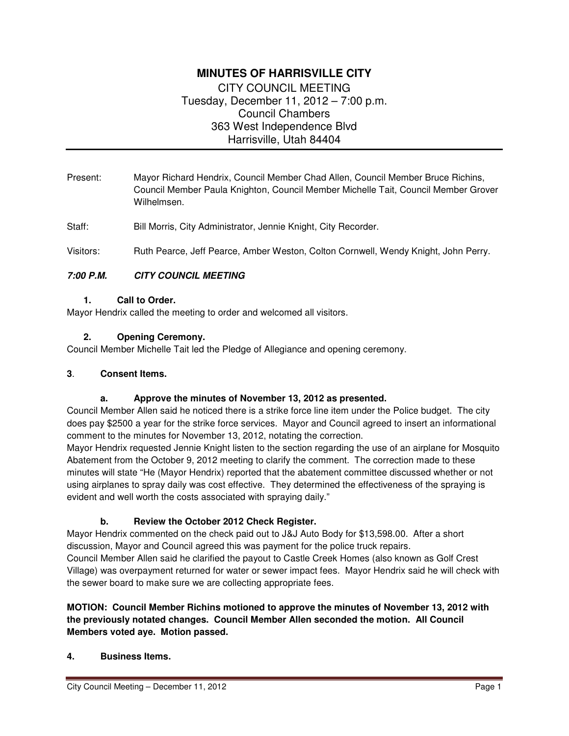# MINUTES OF HARRISVILLE CITY

CITY COUNCIL MEETING
Tuesday, December 11, 2012 – 7:00 p.m.
Council Chambers
363 West Independence Blvd
Harrisville, Utah 84404

Present: Mayor Richard Hendrix, Council Member Chad Allen, Council Member Bruce Richins, Council Member Paula Knighton, Council Member Michelle Tait, Council Member Grover Wilhelmsen.

Staff: Bill Morris, City Administrator, Jennie Knight, City Recorder.

Visitors: Ruth Pearce, Jeff Pearce, Amber Weston, Colton Cornwell, Wendy Knight, John Perry.

***7:00 P.M. CITY COUNCIL MEETING***

**1. Call to Order.**

Mayor Hendrix called the meeting to order and welcomed all visitors.

**2. Opening Ceremony.**

Council Member Michelle Tait led the Pledge of Allegiance and opening ceremony.

**3. Consent Items.**

**a. Approve the minutes of November 13, 2012 as presented.**

Council Member Allen said he noticed there is a strike force line item under the Police budget. The city does pay $2500 a year for the strike force services. Mayor and Council agreed to insert an informational comment to the minutes for November 13, 2012, notating the correction.

Mayor Hendrix requested Jennie Knight listen to the section regarding the use of an airplane for Mosquito Abatement from the October 9, 2012 meeting to clarify the comment. The correction made to these minutes will state "He (Mayor Hendrix) reported that the abatement committee discussed whether or not using airplanes to spray daily was cost effective. They determined the effectiveness of the spraying is evident and well worth the costs associated with spraying daily."

**b. Review the October 2012 Check Register.**

Mayor Hendrix commented on the check paid out to J&J Auto Body for $13,598.00. After a short discussion, Mayor and Council agreed this was payment for the police truck repairs.

Council Member Allen said he clarified the payout to Castle Creek Homes (also known as Golf Crest Village) was overpayment returned for water or sewer impact fees. Mayor Hendrix said he will check with the sewer board to make sure we are collecting appropriate fees.

**MOTION: Council Member Richins motioned to approve the minutes of November 13, 2012 with the previously notated changes. Council Member Allen seconded the motion. All Council Members voted aye. Motion passed.**

**4. Business Items.**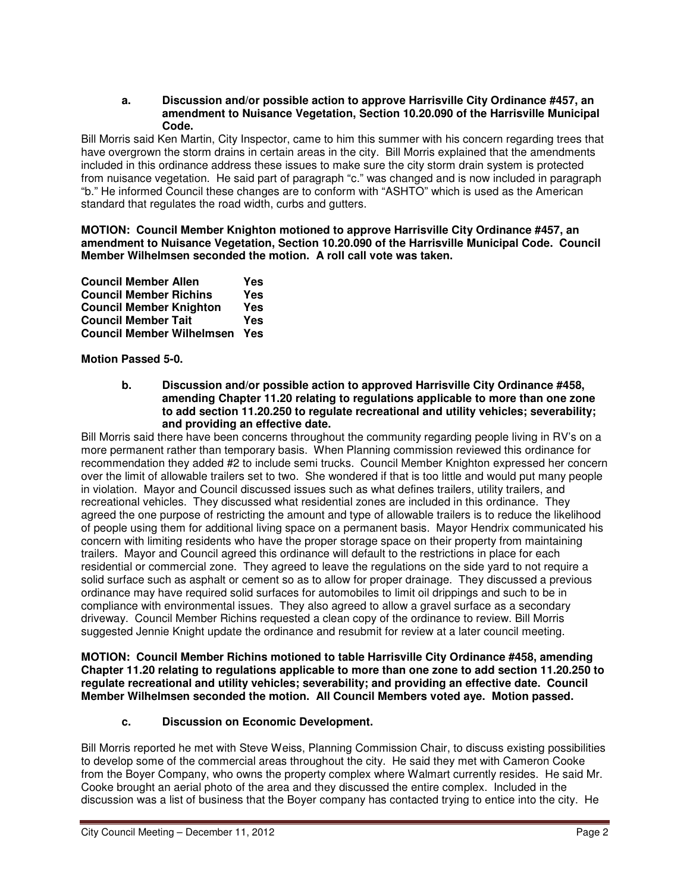**a. Discussion and/or possible action to approve Harrisville City Ordinance #457, an amendment to Nuisance Vegetation, Section 10.20.090 of the Harrisville Municipal Code.**

Bill Morris said Ken Martin, City Inspector, came to him this summer with his concern regarding trees that have overgrown the storm drains in certain areas in the city. Bill Morris explained that the amendments included in this ordinance address these issues to make sure the city storm drain system is protected from nuisance vegetation. He said part of paragraph "c." was changed and is now included in paragraph "b." He informed Council these changes are to conform with "ASHTO" which is used as the American standard that regulates the road width, curbs and gutters.

**MOTION: Council Member Knighton motioned to approve Harrisville City Ordinance #457, an amendment to Nuisance Vegetation, Section 10.20.090 of the Harrisville Municipal Code. Council Member Wilhelmsen seconded the motion. A roll call vote was taken.**

| | |
|---|---|
| **Council Member Allen** | **Yes** |
| **Council Member Richins** | **Yes** |
| **Council Member Knighton** | **Yes** |
| **Council Member Tait** | **Yes** |
| **Council Member Wilhelmsen** | **Yes** |

**Motion Passed 5-0.**

**b. Discussion and/or possible action to approved Harrisville City Ordinance #458, amending Chapter 11.20 relating to regulations applicable to more than one zone to add section 11.20.250 to regulate recreational and utility vehicles; severability; and providing an effective date.**

Bill Morris said there have been concerns throughout the community regarding people living in RV's on a more permanent rather than temporary basis. When Planning commission reviewed this ordinance for recommendation they added #2 to include semi trucks. Council Member Knighton expressed her concern over the limit of allowable trailers set to two. She wondered if that is too little and would put many people in violation. Mayor and Council discussed issues such as what defines trailers, utility trailers, and recreational vehicles. They discussed what residential zones are included in this ordinance. They agreed the one purpose of restricting the amount and type of allowable trailers is to reduce the likelihood of people using them for additional living space on a permanent basis. Mayor Hendrix communicated his concern with limiting residents who have the proper storage space on their property from maintaining trailers. Mayor and Council agreed this ordinance will default to the restrictions in place for each residential or commercial zone. They agreed to leave the regulations on the side yard to not require a solid surface such as asphalt or cement so as to allow for proper drainage. They discussed a previous ordinance may have required solid surfaces for automobiles to limit oil drippings and such to be in compliance with environmental issues. They also agreed to allow a gravel surface as a secondary driveway. Council Member Richins requested a clean copy of the ordinance to review. Bill Morris suggested Jennie Knight update the ordinance and resubmit for review at a later council meeting.

**MOTION: Council Member Richins motioned to table Harrisville City Ordinance #458, amending Chapter 11.20 relating to regulations applicable to more than one zone to add section 11.20.250 to regulate recreational and utility vehicles; severability; and providing an effective date. Council Member Wilhelmsen seconded the motion. All Council Members voted aye. Motion passed.**

**c. Discussion on Economic Development.**

Bill Morris reported he met with Steve Weiss, Planning Commission Chair, to discuss existing possibilities to develop some of the commercial areas throughout the city. He said they met with Cameron Cooke from the Boyer Company, who owns the property complex where Walmart currently resides. He said Mr. Cooke brought an aerial photo of the area and they discussed the entire complex. Included in the discussion was a list of business that the Boyer company has contacted trying to entice into the city. He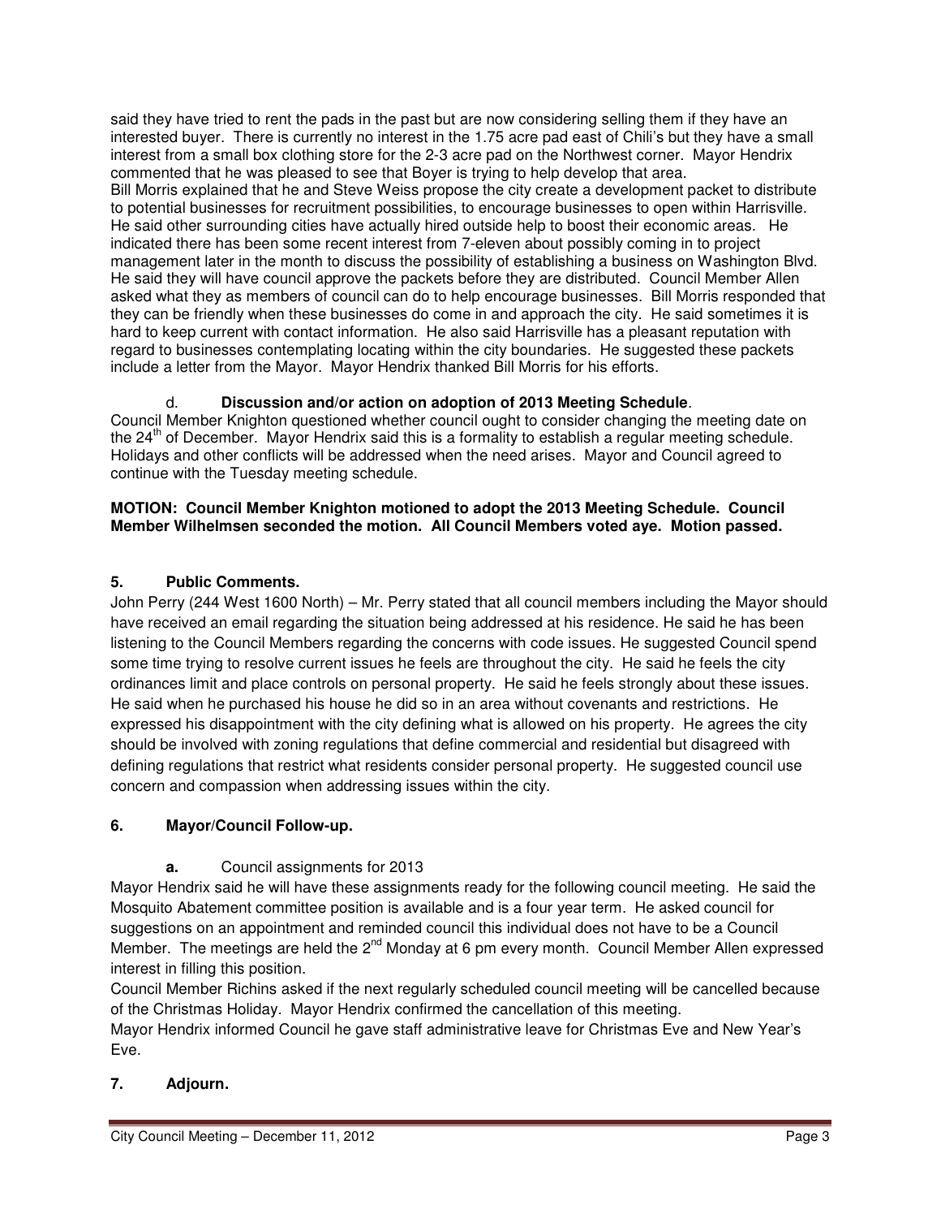said they have tried to rent the pads in the past but are now considering selling them if they have an interested buyer. There is currently no interest in the 1.75 acre pad east of Chili's but they have a small interest from a small box clothing store for the 2-3 acre pad on the Northwest corner. Mayor Hendrix commented that he was pleased to see that Boyer is trying to help develop that area.
Bill Morris explained that he and Steve Weiss propose the city create a development packet to distribute to potential businesses for recruitment possibilities, to encourage businesses to open within Harrisville. He said other surrounding cities have actually hired outside help to boost their economic areas. He indicated there has been some recent interest from 7-eleven about possibly coming in to project management later in the month to discuss the possibility of establishing a business on Washington Blvd. He said they will have council approve the packets before they are distributed. Council Member Allen asked what they as members of council can do to help encourage businesses. Bill Morris responded that they can be friendly when these businesses do come in and approach the city. He said sometimes it is hard to keep current with contact information. He also said Harrisville has a pleasant reputation with regard to businesses contemplating locating within the city boundaries. He suggested these packets include a letter from the Mayor. Mayor Hendrix thanked Bill Morris for his efforts.

d. **Discussion and/or action on adoption of 2013 Meeting Schedule**.
Council Member Knighton questioned whether council ought to consider changing the meeting date on the 24th of December. Mayor Hendrix said this is a formality to establish a regular meeting schedule. Holidays and other conflicts will be addressed when the need arises. Mayor and Council agreed to continue with the Tuesday meeting schedule.

**MOTION: Council Member Knighton motioned to adopt the 2013 Meeting Schedule. Council Member Wilhelmsen seconded the motion. All Council Members voted aye. Motion passed.**

## 5. Public Comments.

John Perry (244 West 1600 North) – Mr. Perry stated that all council members including the Mayor should have received an email regarding the situation being addressed at his residence. He said he has been listening to the Council Members regarding the concerns with code issues. He suggested Council spend some time trying to resolve current issues he feels are throughout the city. He said he feels the city ordinances limit and place controls on personal property. He said he feels strongly about these issues. He said when he purchased his house he did so in an area without covenants and restrictions. He expressed his disappointment with the city defining what is allowed on his property. He agrees the city should be involved with zoning regulations that define commercial and residential but disagreed with defining regulations that restrict what residents consider personal property. He suggested council use concern and compassion when addressing issues within the city.

## 6. Mayor/Council Follow-up.

**a.** Council assignments for 2013

Mayor Hendrix said he will have these assignments ready for the following council meeting. He said the Mosquito Abatement committee position is available and is a four year term. He asked council for suggestions on an appointment and reminded council this individual does not have to be a Council Member. The meetings are held the 2nd Monday at 6 pm every month. Council Member Allen expressed interest in filling this position.

Council Member Richins asked if the next regularly scheduled council meeting will be cancelled because of the Christmas Holiday. Mayor Hendrix confirmed the cancellation of this meeting.

Mayor Hendrix informed Council he gave staff administrative leave for Christmas Eve and New Year's Eve.

## 7. Adjourn.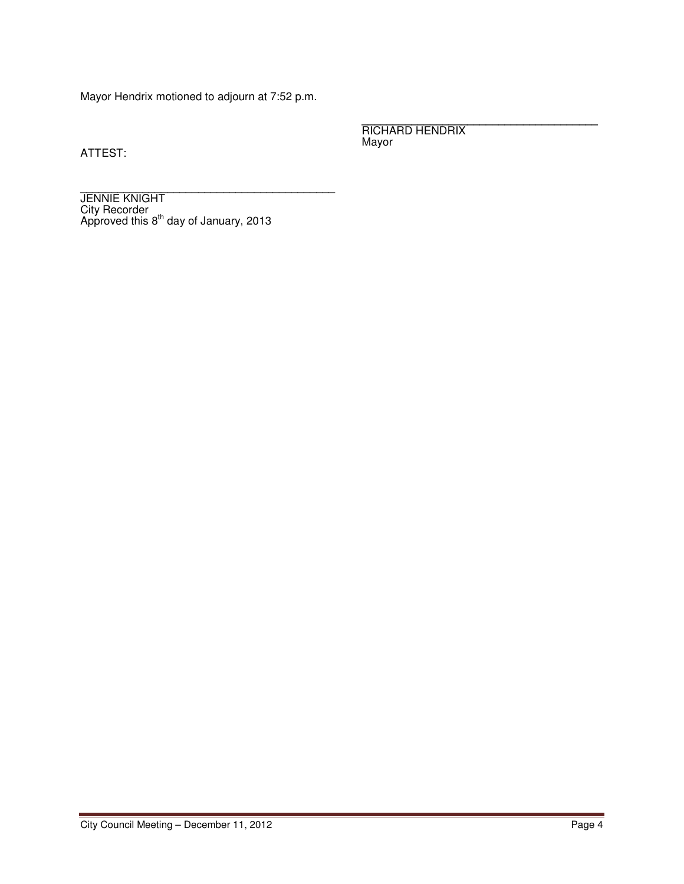Mayor Hendrix motioned to adjourn at 7:52 p.m.

\_\_\_\_\_\_\_\_\_\_\_\_\_\_\_\_\_\_\_\_\_\_\_\_\_\_\_\_\_\_\_\_\_\_\_\_\_\_\_\_
RICHARD HENDRIX
Mayor

ATTEST:

\_\_\_\_\_\_\_\_\_\_\_\_\_\_\_\_\_\_\_\_\_\_\_\_\_\_\_\_\_\_\_\_\_\_\_\_\_\_\_\_\_\_\_\_
JENNIE KNIGHT
City Recorder
Approved this 8th day of January, 2013